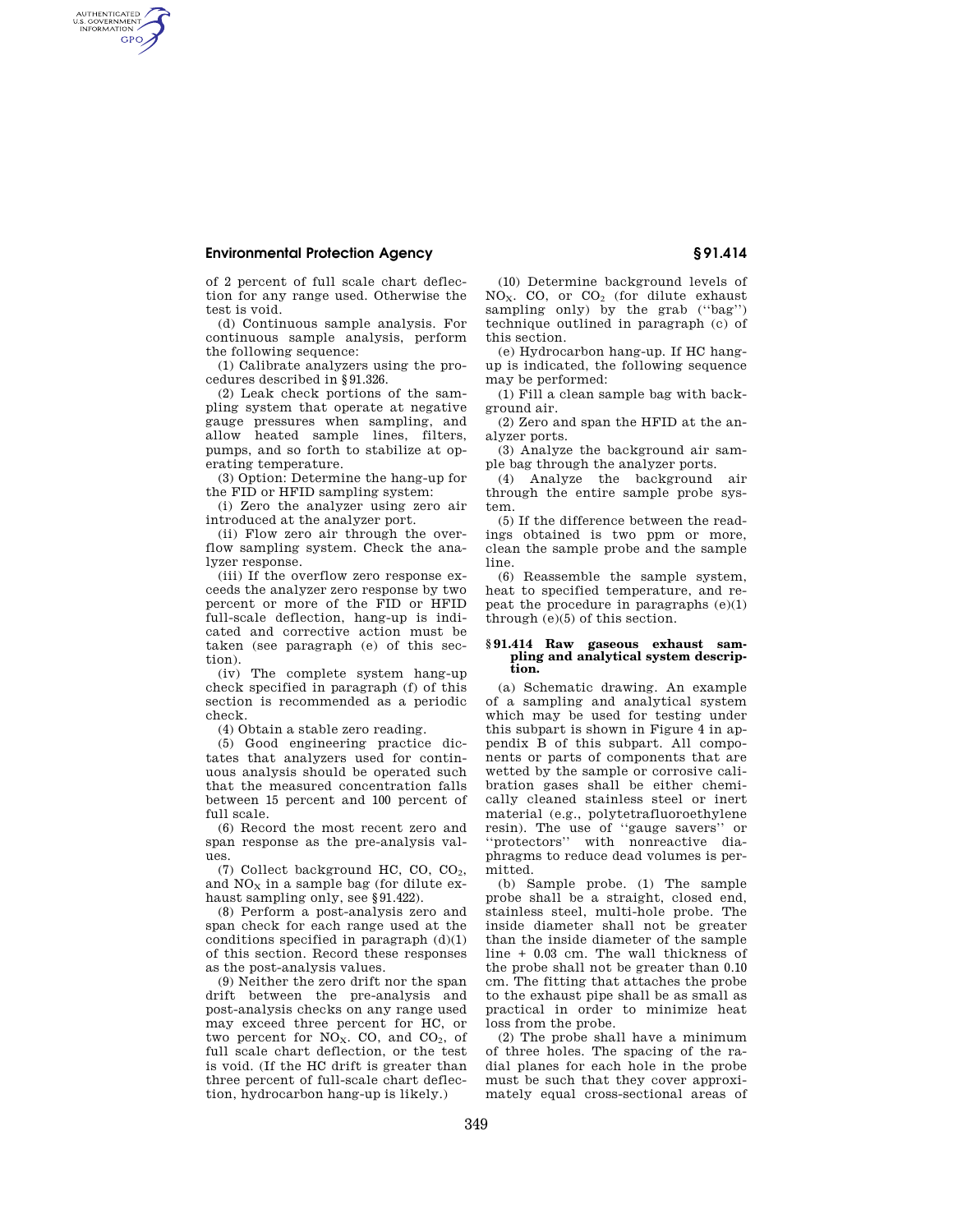of 2 percent of full scale chart deflection for any range used. Otherwise the test is void.

(d) Continuous sample analysis. For continuous sample analysis, perform the following sequence:

(1) Calibrate analyzers using the procedures described in §91.326.

(2) Leak check portions of the sampling system that operate at negative gauge pressures when sampling, and allow heated sample lines, filters, pumps, and so forth to stabilize at operating temperature.

(3) Option: Determine the hang-up for the FID or HFID sampling system:

(i) Zero the analyzer using zero air introduced at the analyzer port.

(ii) Flow zero air through the overflow sampling system. Check the analyzer response.

(iii) If the overflow zero response exceeds the analyzer zero response by two percent or more of the FID or HFID full-scale deflection, hang-up is indicated and corrective action must be taken (see paragraph (e) of this section).

(iv) The complete system hang-up check specified in paragraph (f) of this section is recommended as a periodic check.

(4) Obtain a stable zero reading.

(5) Good engineering practice dictates that analyzers used for continuous analysis should be operated such that the measured concentration falls between 15 percent and 100 percent of full scale.

(6) Record the most recent zero and span response as the pre-analysis values.

(7) Collect background HC, CO, $CO_2$, and $NO_X$ in a sample bag (for dilute exhaust sampling only, see §91.422).

(8) Perform a post-analysis zero and span check for each range used at the conditions specified in paragraph (d)(1) of this section. Record these responses as the post-analysis values.

(9) Neither the zero drift nor the span drift between the pre-analysis and post-analysis checks on any range used may exceed three percent for HC, or two percent for $NO_X$. CO, and $CO_2$, of full scale chart deflection, or the test is void. (If the HC drift is greater than three percent of full-scale chart deflection, hydrocarbon hang-up is likely.)

(10) Determine background levels of $NO_X$. CO, or $CO_2$ (for dilute exhaust sampling only) by the grab (''bag'') technique outlined in paragraph (c) of this section.

(e) Hydrocarbon hang-up. If HC hang-up is indicated, the following sequence may be performed:

(1) Fill a clean sample bag with background air.

(2) Zero and span the HFID at the analyzer ports.

(3) Analyze the background air sample bag through the analyzer ports.

(4) Analyze the background air through the entire sample probe system.

(5) If the difference between the readings obtained is two ppm or more, clean the sample probe and the sample line.

(6) Reassemble the sample system, heat to specified temperature, and repeat the procedure in paragraphs (e)(1) through (e)(5) of this section.

## §91.414 Raw gaseous exhaust sampling and analytical system description.

(a) Schematic drawing. An example of a sampling and analytical system which may be used for testing under this subpart is shown in Figure 4 in appendix B of this subpart. All components or parts of components that are wetted by the sample or corrosive calibration gases shall be either chemically cleaned stainless steel or inert material (e.g., polytetrafluoroethylene resin). The use of ''gauge savers'' or ''protectors'' with nonreactive diaphragms to reduce dead volumes is permitted.

(b) Sample probe. (1) The sample probe shall be a straight, closed end, stainless steel, multi-hole probe. The inside diameter shall not be greater than the inside diameter of the sample line + 0.03 cm. The wall thickness of the probe shall not be greater than 0.10 cm. The fitting that attaches the probe to the exhaust pipe shall be as small as practical in order to minimize heat loss from the probe.

(2) The probe shall have a minimum of three holes. The spacing of the radial planes for each hole in the probe must be such that they cover approximately equal cross-sectional areas of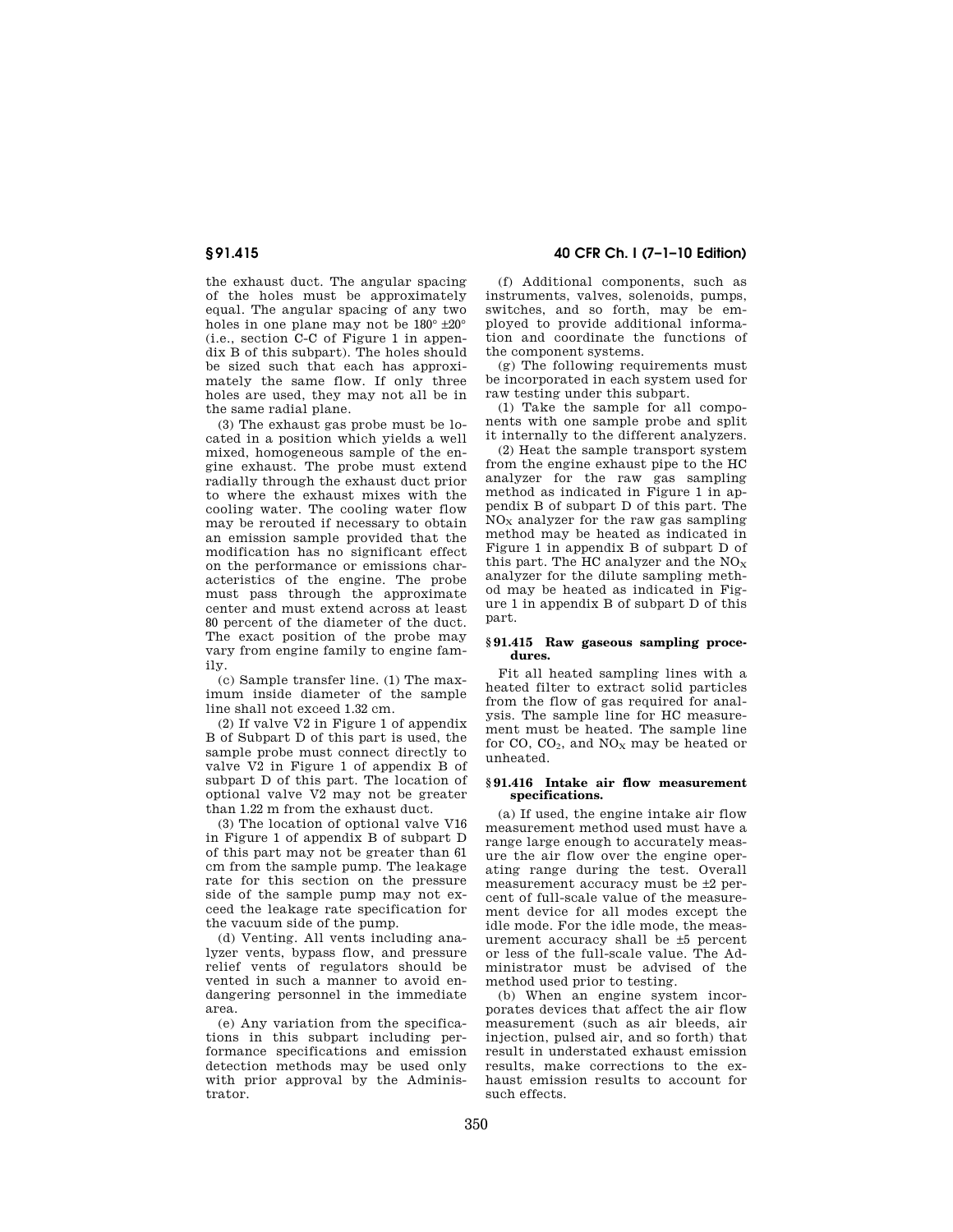the exhaust duct. The angular spacing of the holes must be approximately equal. The angular spacing of any two holes in one plane may not be 180° ±20° (i.e., section C-C of Figure 1 in appendix B of this subpart). The holes should be sized such that each has approximately the same flow. If only three holes are used, they may not all be in the same radial plane.

(3) The exhaust gas probe must be located in a position which yields a well mixed, homogeneous sample of the engine exhaust. The probe must extend radially through the exhaust duct prior to where the exhaust mixes with the cooling water. The cooling water flow may be rerouted if necessary to obtain an emission sample provided that the modification has no significant effect on the performance or emissions characteristics of the engine. The probe must pass through the approximate center and must extend across at least 80 percent of the diameter of the duct. The exact position of the probe may vary from engine family to engine family.

(c) Sample transfer line. (1) The maximum inside diameter of the sample line shall not exceed 1.32 cm.

(2) If valve V2 in Figure 1 of appendix B of Subpart D of this part is used, the sample probe must connect directly to valve V2 in Figure 1 of appendix B of subpart D of this part. The location of optional valve V2 may not be greater than 1.22 m from the exhaust duct.

(3) The location of optional valve V16 in Figure 1 of appendix B of subpart D of this part may not be greater than 61 cm from the sample pump. The leakage rate for this section on the pressure side of the sample pump may not exceed the leakage rate specification for the vacuum side of the pump.

(d) Venting. All vents including analyzer vents, bypass flow, and pressure relief vents of regulators should be vented in such a manner to avoid endangering personnel in the immediate area.

(e) Any variation from the specifications in this subpart including performance specifications and emission detection methods may be used only with prior approval by the Administrator.

(f) Additional components, such as instruments, valves, solenoids, pumps, switches, and so forth, may be employed to provide additional information and coordinate the functions of the component systems.

(g) The following requirements must be incorporated in each system used for raw testing under this subpart.

(1) Take the sample for all components with one sample probe and split it internally to the different analyzers.

(2) Heat the sample transport system from the engine exhaust pipe to the HC analyzer for the raw gas sampling method as indicated in Figure 1 in appendix B of subpart D of this part. The $NO_X$ analyzer for the raw gas sampling method may be heated as indicated in Figure 1 in appendix B of subpart D of this part. The HC analyzer and the $NO_X$ analyzer for the dilute sampling method may be heated as indicated in Figure 1 in appendix B of subpart D of this part.

## § 91.415 Raw gaseous sampling procedures.

Fit all heated sampling lines with a heated filter to extract solid particles from the flow of gas required for analysis. The sample line for HC measurement must be heated. The sample line for CO, $CO_2$, and $NO_X$ may be heated or unheated.

## § 91.416 Intake air flow measurement specifications.

(a) If used, the engine intake air flow measurement method used must have a range large enough to accurately measure the air flow over the engine operating range during the test. Overall measurement accuracy must be ±2 percent of full-scale value of the measurement device for all modes except the idle mode. For the idle mode, the measurement accuracy shall be ±5 percent or less of the full-scale value. The Administrator must be advised of the method used prior to testing.

(b) When an engine system incorporates devices that affect the air flow measurement (such as air bleeds, air injection, pulsed air, and so forth) that result in understated exhaust emission results, make corrections to the exhaust emission results to account for such effects.